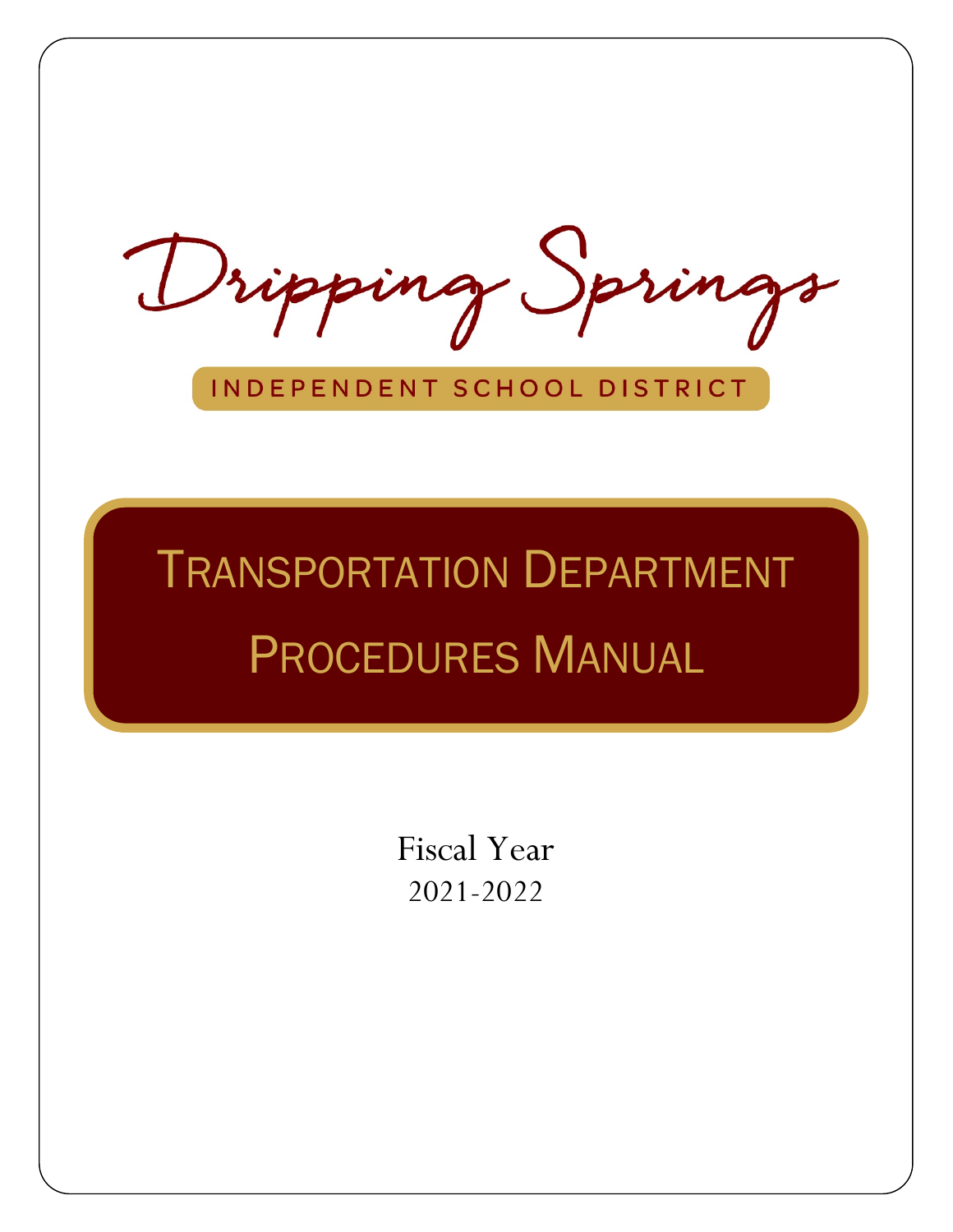Dripping Springs

INDEPENDENT SCHOOL DISTRICT

# Transportation Department Procedures Manual

Fiscal Year
2021-2022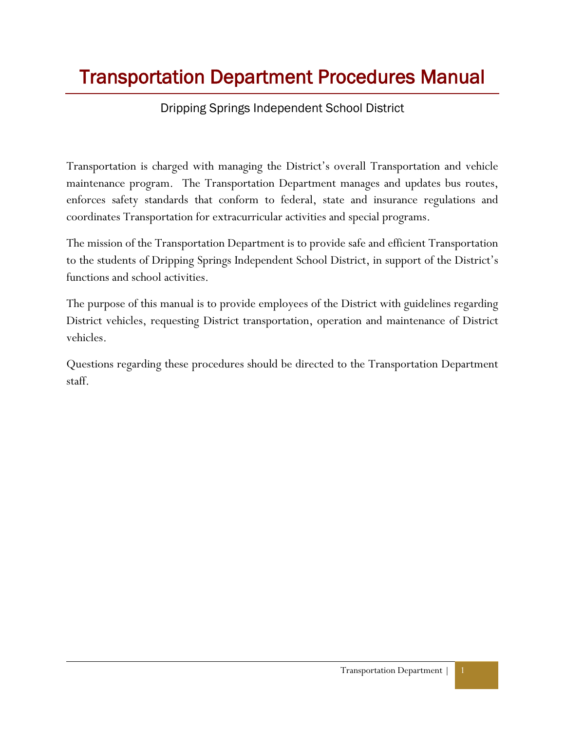# Transportation Department Procedures Manual

Dripping Springs Independent School District

Transportation is charged with managing the District's overall Transportation and vehicle maintenance program. The Transportation Department manages and updates bus routes, enforces safety standards that conform to federal, state and insurance regulations and coordinates Transportation for extracurricular activities and special programs.

The mission of the Transportation Department is to provide safe and efficient Transportation to the students of Dripping Springs Independent School District, in support of the District's functions and school activities.

The purpose of this manual is to provide employees of the District with guidelines regarding District vehicles, requesting District transportation, operation and maintenance of District vehicles.

Questions regarding these procedures should be directed to the Transportation Department staff.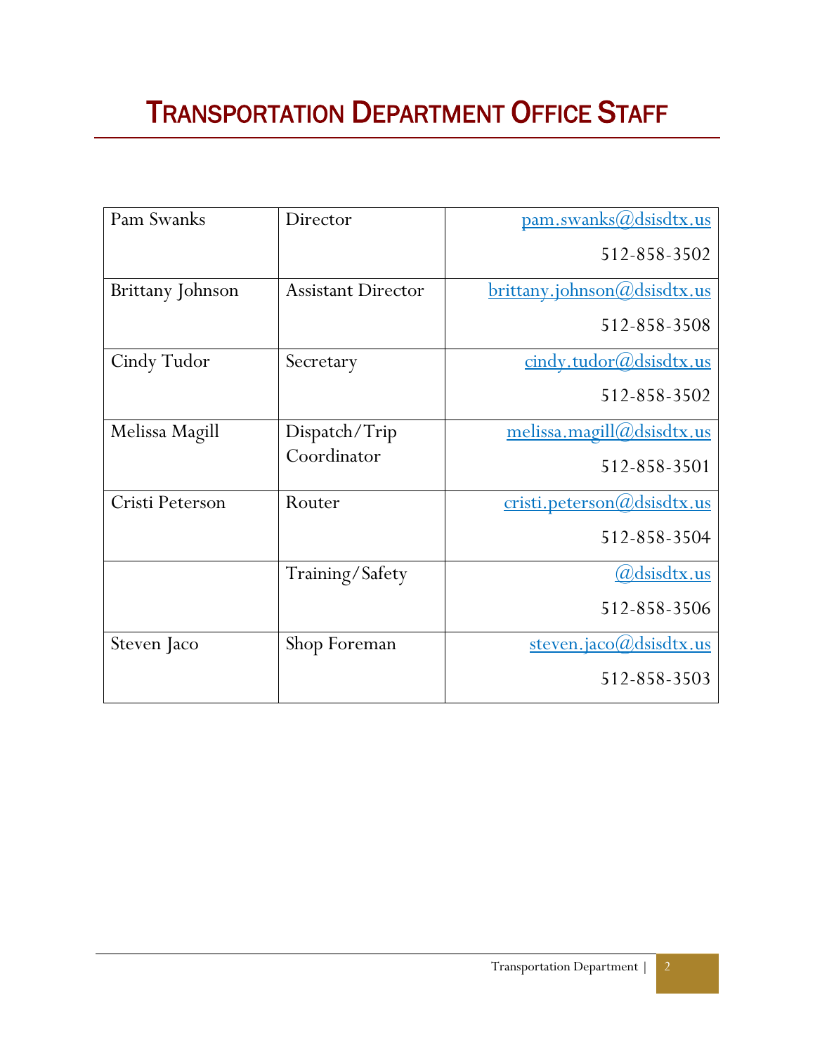# Transportation Department Office Staff

| | | |
|---|---|---|
| Pam Swanks | Director | pam.swanks@dsisdtx.us<br>512-858-3502 |
| Brittany Johnson | Assistant Director | brittany.johnson@dsisdtx.us<br>512-858-3508 |
| Cindy Tudor | Secretary | cindy.tudor@dsisdtx.us<br>512-858-3502 |
| Melissa Magill | Dispatch/Trip Coordinator | melissa.magill@dsisdtx.us<br>512-858-3501 |
| Cristi Peterson | Router | cristi.peterson@dsisdtx.us<br>512-858-3504 |
| | Training/Safety | @dsisdtx.us<br>512-858-3506 |
| Steven Jaco | Shop Foreman | steven.jaco@dsisdtx.us<br>512-858-3503 |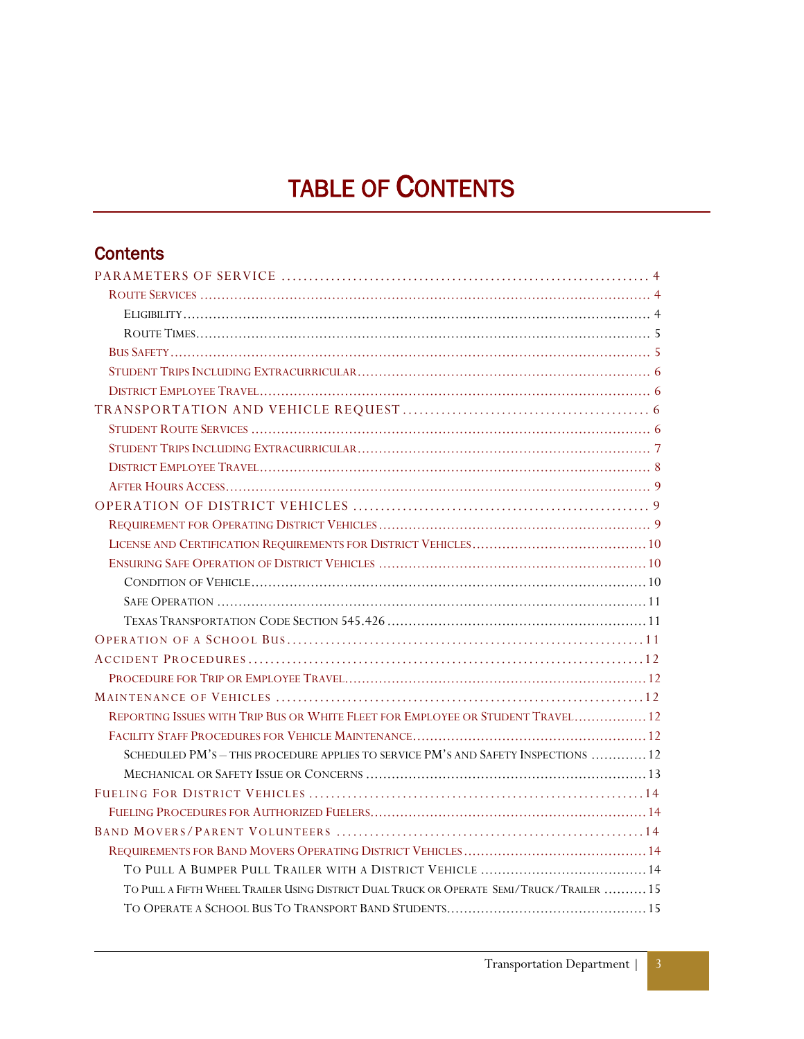# TABLE OF CONTENTS

## Contents

- PARAMETERS OF SERVICE ..... 4
  - ROUTE SERVICES ..... 4
    - ELIGIBILITY ..... 4
    - ROUTE TIMES ..... 5
  - BUS SAFETY ..... 5
  - STUDENT TRIPS INCLUDING EXTRACURRICULAR ..... 6
  - DISTRICT EMPLOYEE TRAVEL ..... 6
- TRANSPORTATION AND VEHICLE REQUEST ..... 6
  - STUDENT ROUTE SERVICES ..... 6
  - STUDENT TRIPS INCLUDING EXTRACURRICULAR ..... 7
  - DISTRICT EMPLOYEE TRAVEL ..... 8
  - AFTER HOURS ACCESS ..... 9
- OPERATION OF DISTRICT VEHICLES ..... 9
  - REQUIREMENT FOR OPERATING DISTRICT VEHICLES ..... 9
  - LICENSE AND CERTIFICATION REQUIREMENTS FOR DISTRICT VEHICLES ..... 10
  - ENSURING SAFE OPERATION OF DISTRICT VEHICLES ..... 10
    - CONDITION OF VEHICLE ..... 10
    - SAFE OPERATION ..... 11
    - TEXAS TRANSPORTATION CODE SECTION 545.426 ..... 11
- OPERATION OF A SCHOOL BUS ..... 11
- ACCIDENT PROCEDURES ..... 12
  - PROCEDURE FOR TRIP OR EMPLOYEE TRAVEL ..... 12
- MAINTENANCE OF VEHICLES ..... 12
  - REPORTING ISSUES WITH TRIP BUS OR WHITE FLEET FOR EMPLOYEE OR STUDENT TRAVEL ..... 12
  - FACILITY STAFF PROCEDURES FOR VEHICLE MAINTENANCE ..... 12
    - SCHEDULED PM'S – THIS PROCEDURE APPLIES TO SERVICE PM'S AND SAFETY INSPECTIONS ..... 12
    - MECHANICAL OR SAFETY ISSUE OR CONCERNS ..... 13
- FUELING FOR DISTRICT VEHICLES ..... 14
  - FUELING PROCEDURES FOR AUTHORIZED FUELERS ..... 14
- BAND MOVERS/PARENT VOLUNTEERS ..... 14
  - REQUIREMENTS FOR BAND MOVERS OPERATING DISTRICT VEHICLES ..... 14
    - TO PULL A BUMPER PULL TRAILER WITH A DISTRICT VEHICLE ..... 14
    - TO PULL A FIFTH WHEEL TRAILER USING DISTRICT DUAL TRUCK OR OPERATE SEMI/TRUCK/TRAILER ..... 15
    - TO OPERATE A SCHOOL BUS TO TRANSPORT BAND STUDENTS ..... 15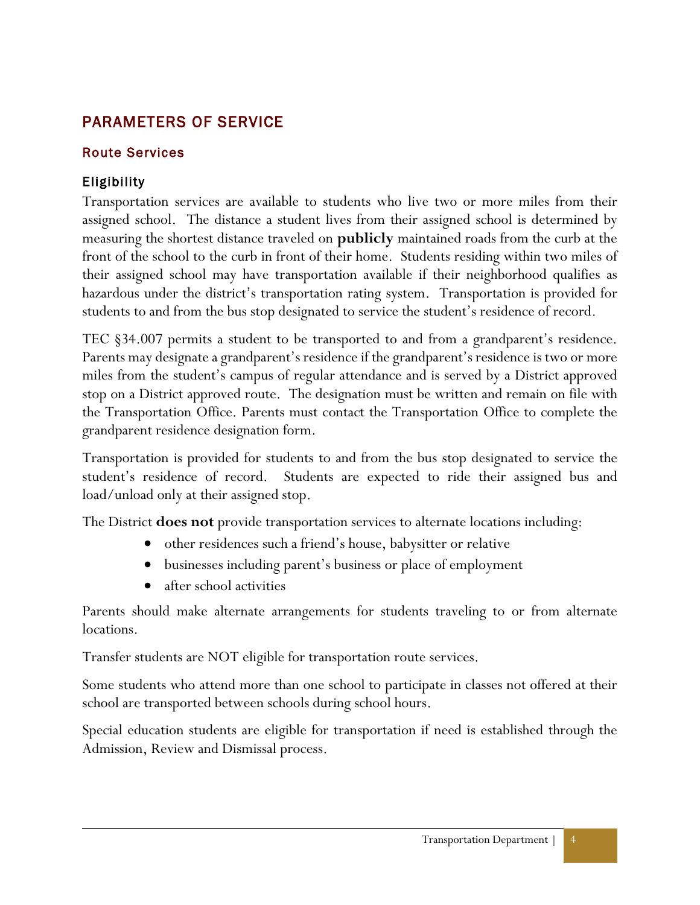# PARAMETERS OF SERVICE

## Route Services

### Eligibility

Transportation services are available to students who live two or more miles from their assigned school. The distance a student lives from their assigned school is determined by measuring the shortest distance traveled on **publicly** maintained roads from the curb at the front of the school to the curb in front of their home. Students residing within two miles of their assigned school may have transportation available if their neighborhood qualifies as hazardous under the district's transportation rating system. Transportation is provided for students to and from the bus stop designated to service the student's residence of record.

TEC §34.007 permits a student to be transported to and from a grandparent's residence. Parents may designate a grandparent's residence if the grandparent's residence is two or more miles from the student's campus of regular attendance and is served by a District approved stop on a District approved route. The designation must be written and remain on file with the Transportation Office. Parents must contact the Transportation Office to complete the grandparent residence designation form.

Transportation is provided for students to and from the bus stop designated to service the student's residence of record. Students are expected to ride their assigned bus and load/unload only at their assigned stop.

The District **does not** provide transportation services to alternate locations including:

- other residences such a friend's house, babysitter or relative
- businesses including parent's business or place of employment
- after school activities

Parents should make alternate arrangements for students traveling to or from alternate locations.

Transfer students are NOT eligible for transportation route services.

Some students who attend more than one school to participate in classes not offered at their school are transported between schools during school hours.

Special education students are eligible for transportation if need is established through the Admission, Review and Dismissal process.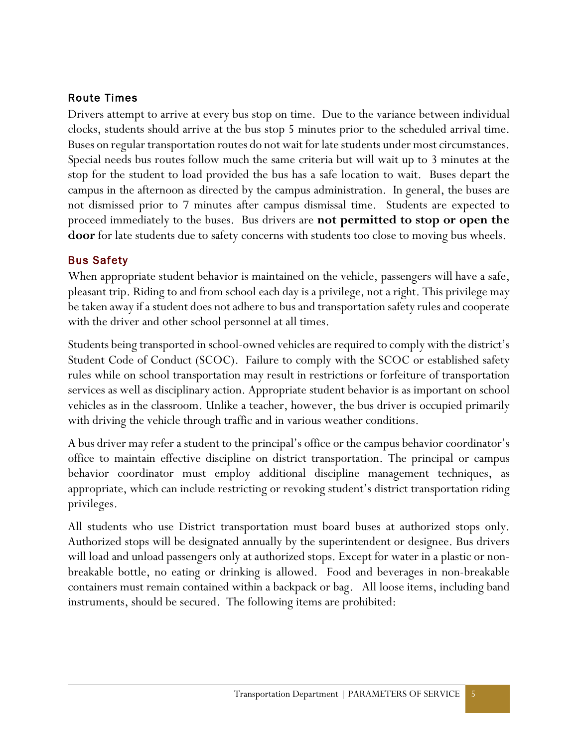## Route Times

Drivers attempt to arrive at every bus stop on time. Due to the variance between individual clocks, students should arrive at the bus stop 5 minutes prior to the scheduled arrival time. Buses on regular transportation routes do not wait for late students under most circumstances. Special needs bus routes follow much the same criteria but will wait up to 3 minutes at the stop for the student to load provided the bus has a safe location to wait. Buses depart the campus in the afternoon as directed by the campus administration. In general, the buses are not dismissed prior to 7 minutes after campus dismissal time. Students are expected to proceed immediately to the buses. Bus drivers are **not permitted to stop or open the door** for late students due to safety concerns with students too close to moving bus wheels.

## Bus Safety

When appropriate student behavior is maintained on the vehicle, passengers will have a safe, pleasant trip. Riding to and from school each day is a privilege, not a right. This privilege may be taken away if a student does not adhere to bus and transportation safety rules and cooperate with the driver and other school personnel at all times.

Students being transported in school-owned vehicles are required to comply with the district's Student Code of Conduct (SCOC). Failure to comply with the SCOC or established safety rules while on school transportation may result in restrictions or forfeiture of transportation services as well as disciplinary action. Appropriate student behavior is as important on school vehicles as in the classroom. Unlike a teacher, however, the bus driver is occupied primarily with driving the vehicle through traffic and in various weather conditions.

A bus driver may refer a student to the principal's office or the campus behavior coordinator's office to maintain effective discipline on district transportation. The principal or campus behavior coordinator must employ additional discipline management techniques, as appropriate, which can include restricting or revoking student's district transportation riding privileges.

All students who use District transportation must board buses at authorized stops only. Authorized stops will be designated annually by the superintendent or designee. Bus drivers will load and unload passengers only at authorized stops. Except for water in a plastic or non-breakable bottle, no eating or drinking is allowed. Food and beverages in non-breakable containers must remain contained within a backpack or bag. All loose items, including band instruments, should be secured. The following items are prohibited: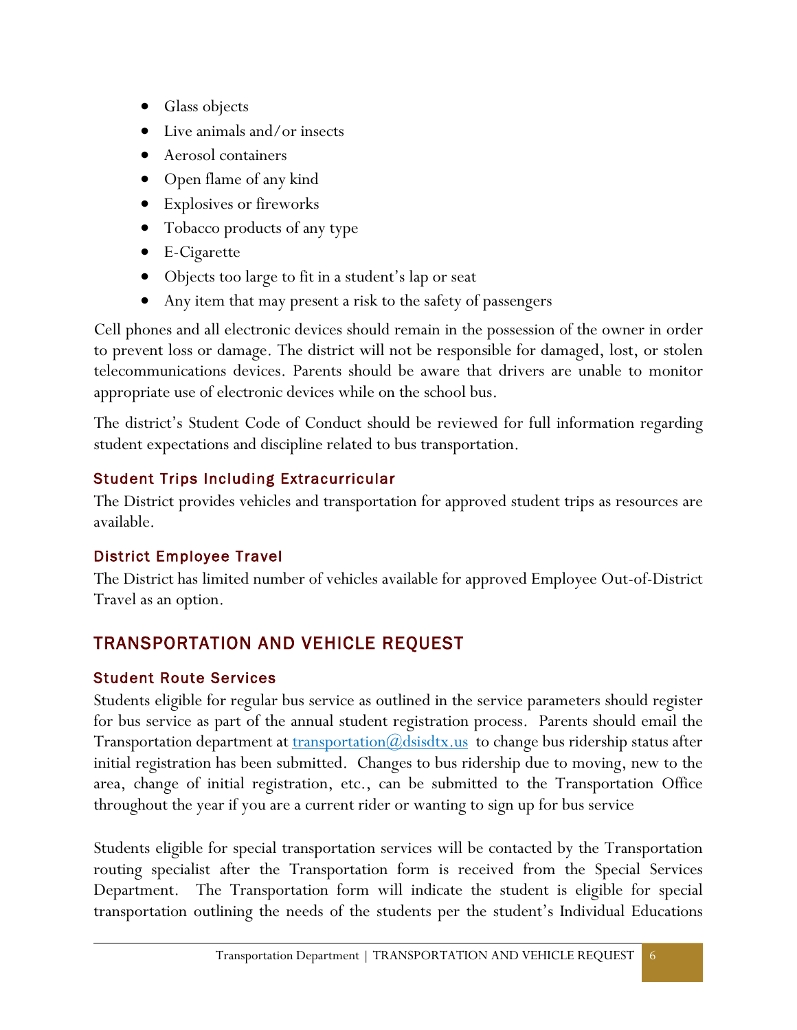- Glass objects
- Live animals and/or insects
- Aerosol containers
- Open flame of any kind
- Explosives or fireworks
- Tobacco products of any type
- E-Cigarette
- Objects too large to fit in a student's lap or seat
- Any item that may present a risk to the safety of passengers

Cell phones and all electronic devices should remain in the possession of the owner in order to prevent loss or damage. The district will not be responsible for damaged, lost, or stolen telecommunications devices. Parents should be aware that drivers are unable to monitor appropriate use of electronic devices while on the school bus.

The district's Student Code of Conduct should be reviewed for full information regarding student expectations and discipline related to bus transportation.

### Student Trips Including Extracurricular

The District provides vehicles and transportation for approved student trips as resources are available.

### District Employee Travel

The District has limited number of vehicles available for approved Employee Out-of-District Travel as an option.

## TRANSPORTATION AND VEHICLE REQUEST

### Student Route Services

Students eligible for regular bus service as outlined in the service parameters should register for bus service as part of the annual student registration process. Parents should email the Transportation department at [transportation@dsisdtx.us](mailto:transportation@dsisdtx.us) to change bus ridership status after initial registration has been submitted. Changes to bus ridership due to moving, new to the area, change of initial registration, etc., can be submitted to the Transportation Office throughout the year if you are a current rider or wanting to sign up for bus service

Students eligible for special transportation services will be contacted by the Transportation routing specialist after the Transportation form is received from the Special Services Department. The Transportation form will indicate the student is eligible for special transportation outlining the needs of the students per the student's Individual Educations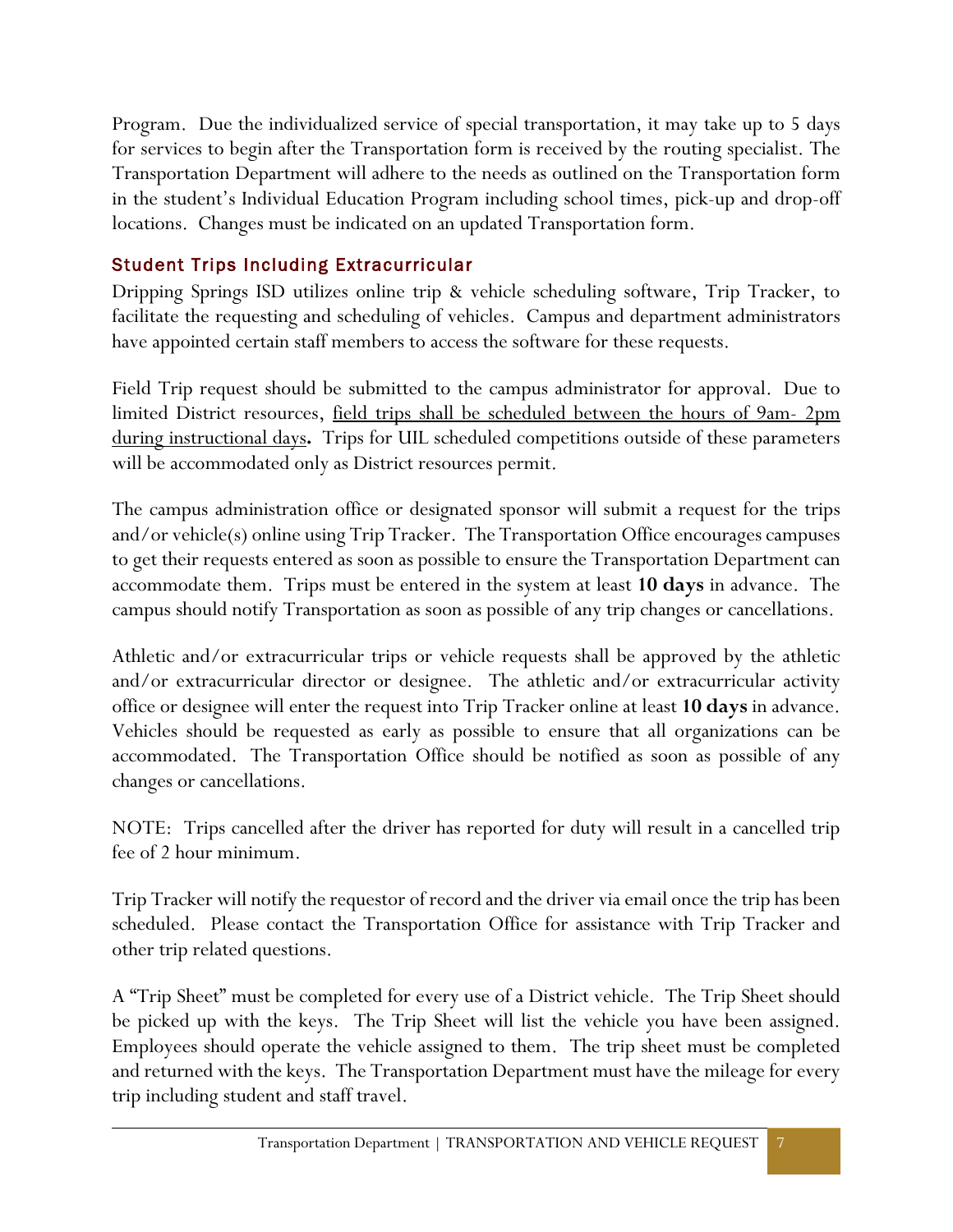Program. Due the individualized service of special transportation, it may take up to 5 days for services to begin after the Transportation form is received by the routing specialist. The Transportation Department will adhere to the needs as outlined on the Transportation form in the student's Individual Education Program including school times, pick-up and drop-off locations. Changes must be indicated on an updated Transportation form.

## Student Trips Including Extracurricular

Dripping Springs ISD utilizes online trip & vehicle scheduling software, Trip Tracker, to facilitate the requesting and scheduling of vehicles. Campus and department administrators have appointed certain staff members to access the software for these requests.

Field Trip request should be submitted to the campus administrator for approval. Due to limited District resources, field trips shall be scheduled between the hours of 9am- 2pm during instructional days**.** Trips for UIL scheduled competitions outside of these parameters will be accommodated only as District resources permit.

The campus administration office or designated sponsor will submit a request for the trips and/or vehicle(s) online using Trip Tracker. The Transportation Office encourages campuses to get their requests entered as soon as possible to ensure the Transportation Department can accommodate them. Trips must be entered in the system at least **10 days** in advance. The campus should notify Transportation as soon as possible of any trip changes or cancellations.

Athletic and/or extracurricular trips or vehicle requests shall be approved by the athletic and/or extracurricular director or designee. The athletic and/or extracurricular activity office or designee will enter the request into Trip Tracker online at least **10 days** in advance. Vehicles should be requested as early as possible to ensure that all organizations can be accommodated. The Transportation Office should be notified as soon as possible of any changes or cancellations.

NOTE: Trips cancelled after the driver has reported for duty will result in a cancelled trip fee of 2 hour minimum.

Trip Tracker will notify the requestor of record and the driver via email once the trip has been scheduled. Please contact the Transportation Office for assistance with Trip Tracker and other trip related questions.

A "Trip Sheet" must be completed for every use of a District vehicle. The Trip Sheet should be picked up with the keys. The Trip Sheet will list the vehicle you have been assigned. Employees should operate the vehicle assigned to them. The trip sheet must be completed and returned with the keys. The Transportation Department must have the mileage for every trip including student and staff travel.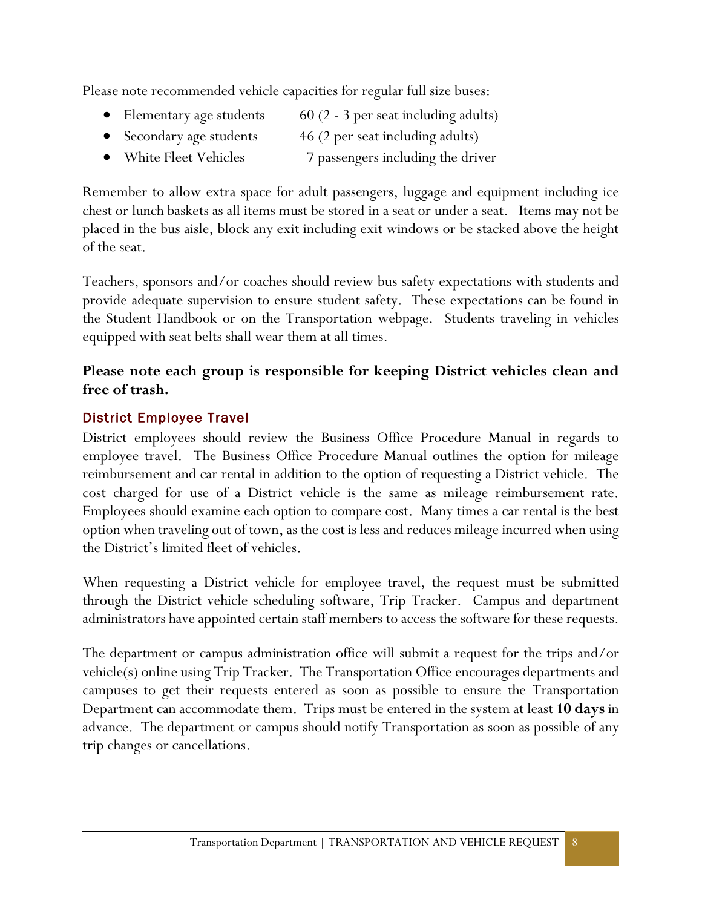Please note recommended vehicle capacities for regular full size buses:

- Elementary age students 60 (2 - 3 per seat including adults)
- Secondary age students 46 (2 per seat including adults)
- White Fleet Vehicles 7 passengers including the driver

Remember to allow extra space for adult passengers, luggage and equipment including ice chest or lunch baskets as all items must be stored in a seat or under a seat. Items may not be placed in the bus aisle, block any exit including exit windows or be stacked above the height of the seat.

Teachers, sponsors and/or coaches should review bus safety expectations with students and provide adequate supervision to ensure student safety. These expectations can be found in the Student Handbook or on the Transportation webpage. Students traveling in vehicles equipped with seat belts shall wear them at all times.

**Please note each group is responsible for keeping District vehicles clean and free of trash.**

## District Employee Travel

District employees should review the Business Office Procedure Manual in regards to employee travel. The Business Office Procedure Manual outlines the option for mileage reimbursement and car rental in addition to the option of requesting a District vehicle. The cost charged for use of a District vehicle is the same as mileage reimbursement rate. Employees should examine each option to compare cost. Many times a car rental is the best option when traveling out of town, as the cost is less and reduces mileage incurred when using the District's limited fleet of vehicles.

When requesting a District vehicle for employee travel, the request must be submitted through the District vehicle scheduling software, Trip Tracker. Campus and department administrators have appointed certain staff members to access the software for these requests.

The department or campus administration office will submit a request for the trips and/or vehicle(s) online using Trip Tracker. The Transportation Office encourages departments and campuses to get their requests entered as soon as possible to ensure the Transportation Department can accommodate them. Trips must be entered in the system at least **10 days** in advance. The department or campus should notify Transportation as soon as possible of any trip changes or cancellations.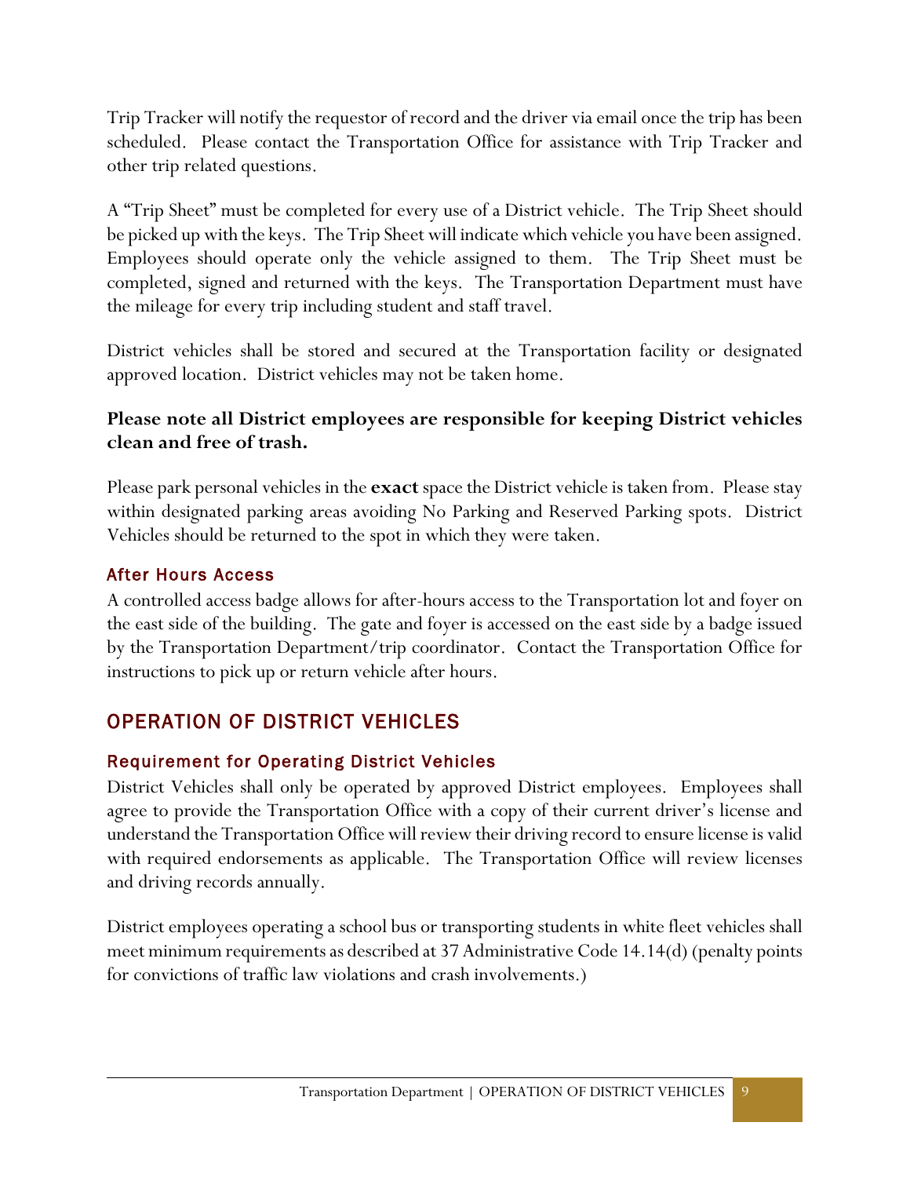Trip Tracker will notify the requestor of record and the driver via email once the trip has been scheduled. Please contact the Transportation Office for assistance with Trip Tracker and other trip related questions.

A "Trip Sheet" must be completed for every use of a District vehicle. The Trip Sheet should be picked up with the keys. The Trip Sheet will indicate which vehicle you have been assigned. Employees should operate only the vehicle assigned to them. The Trip Sheet must be completed, signed and returned with the keys. The Transportation Department must have the mileage for every trip including student and staff travel.

District vehicles shall be stored and secured at the Transportation facility or designated approved location. District vehicles may not be taken home.

**Please note all District employees are responsible for keeping District vehicles clean and free of trash.**

Please park personal vehicles in the **exact** space the District vehicle is taken from. Please stay within designated parking areas avoiding No Parking and Reserved Parking spots. District Vehicles should be returned to the spot in which they were taken.

### After Hours Access

A controlled access badge allows for after-hours access to the Transportation lot and foyer on the east side of the building. The gate and foyer is accessed on the east side by a badge issued by the Transportation Department/trip coordinator. Contact the Transportation Office for instructions to pick up or return vehicle after hours.

## OPERATION OF DISTRICT VEHICLES

### Requirement for Operating District Vehicles

District Vehicles shall only be operated by approved District employees. Employees shall agree to provide the Transportation Office with a copy of their current driver's license and understand the Transportation Office will review their driving record to ensure license is valid with required endorsements as applicable. The Transportation Office will review licenses and driving records annually.

District employees operating a school bus or transporting students in white fleet vehicles shall meet minimum requirements as described at 37 Administrative Code 14.14(d) (penalty points for convictions of traffic law violations and crash involvements.)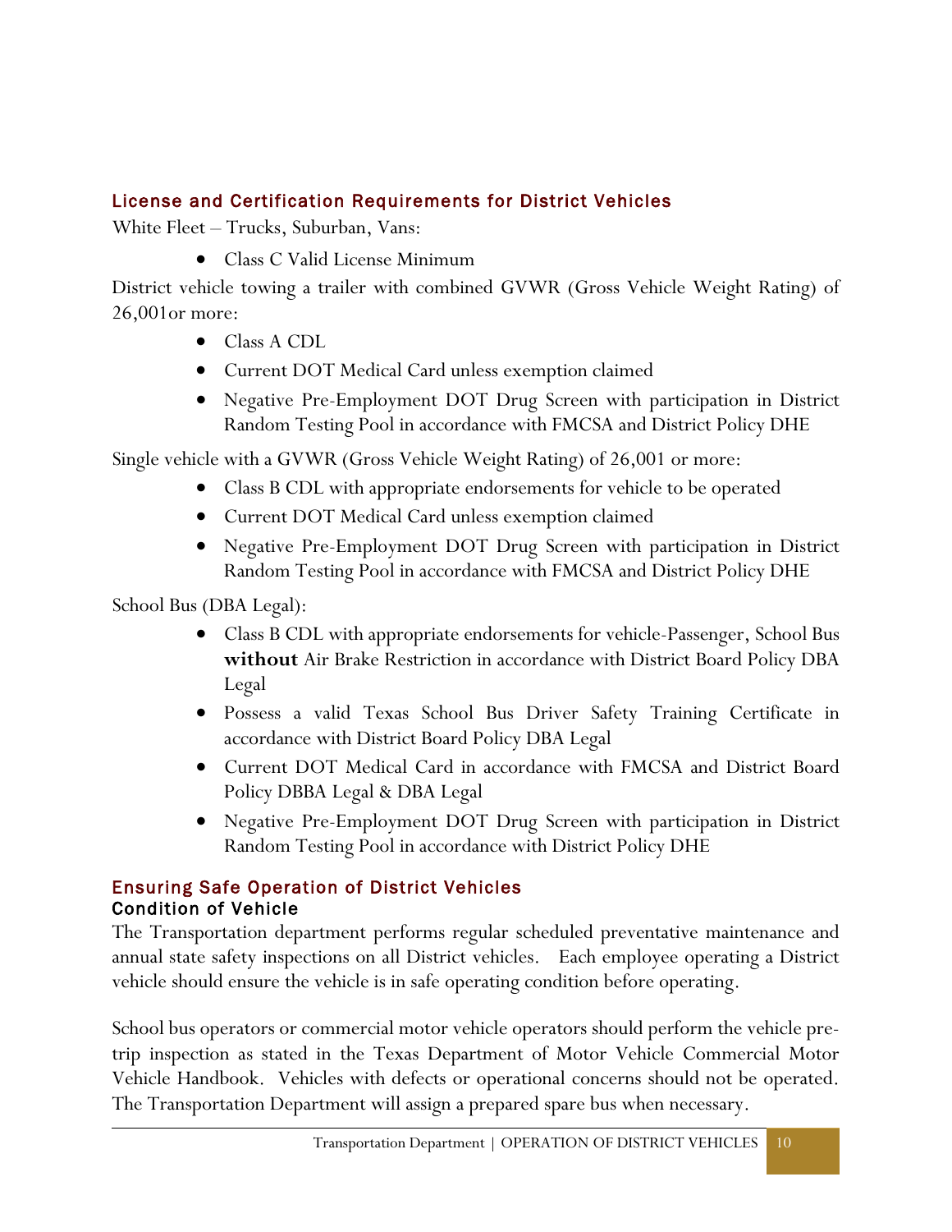## License and Certification Requirements for District Vehicles

White Fleet – Trucks, Suburban, Vans:

- Class C Valid License Minimum

District vehicle towing a trailer with combined GVWR (Gross Vehicle Weight Rating) of 26,001or more:

- Class A CDL
- Current DOT Medical Card unless exemption claimed
- Negative Pre-Employment DOT Drug Screen with participation in District Random Testing Pool in accordance with FMCSA and District Policy DHE

Single vehicle with a GVWR (Gross Vehicle Weight Rating) of 26,001 or more:

- Class B CDL with appropriate endorsements for vehicle to be operated
- Current DOT Medical Card unless exemption claimed
- Negative Pre-Employment DOT Drug Screen with participation in District Random Testing Pool in accordance with FMCSA and District Policy DHE

School Bus (DBA Legal):

- Class B CDL with appropriate endorsements for vehicle-Passenger, School Bus **without** Air Brake Restriction in accordance with District Board Policy DBA Legal
- Possess a valid Texas School Bus Driver Safety Training Certificate in accordance with District Board Policy DBA Legal
- Current DOT Medical Card in accordance with FMCSA and District Board Policy DBBA Legal & DBA Legal
- Negative Pre-Employment DOT Drug Screen with participation in District Random Testing Pool in accordance with District Policy DHE

## Ensuring Safe Operation of District Vehicles

### Condition of Vehicle

The Transportation department performs regular scheduled preventative maintenance and annual state safety inspections on all District vehicles. Each employee operating a District vehicle should ensure the vehicle is in safe operating condition before operating.

School bus operators or commercial motor vehicle operators should perform the vehicle pre-trip inspection as stated in the Texas Department of Motor Vehicle Commercial Motor Vehicle Handbook. Vehicles with defects or operational concerns should not be operated. The Transportation Department will assign a prepared spare bus when necessary.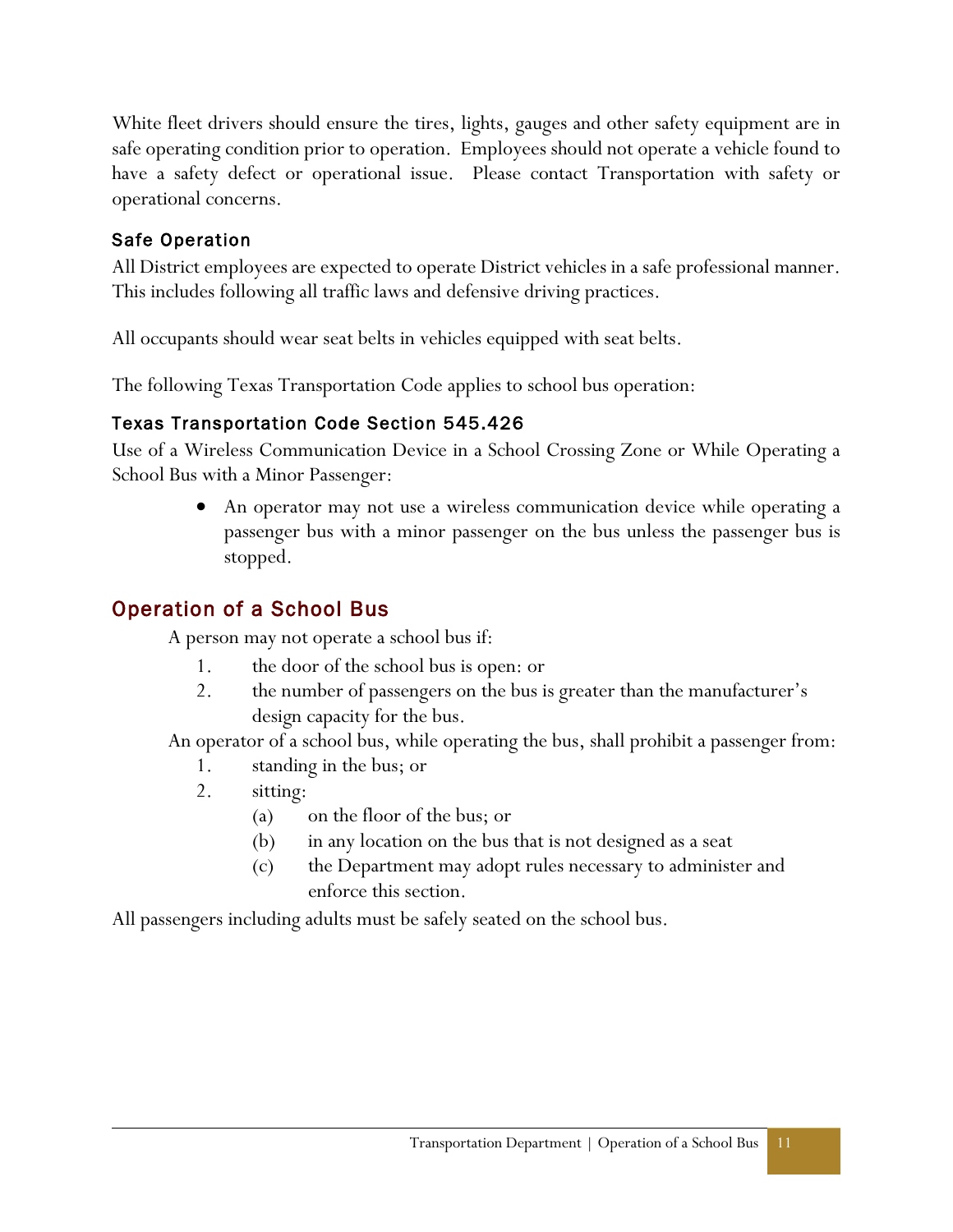White fleet drivers should ensure the tires, lights, gauges and other safety equipment are in safe operating condition prior to operation. Employees should not operate a vehicle found to have a safety defect or operational issue. Please contact Transportation with safety or operational concerns.

### Safe Operation

All District employees are expected to operate District vehicles in a safe professional manner. This includes following all traffic laws and defensive driving practices.

All occupants should wear seat belts in vehicles equipped with seat belts.

The following Texas Transportation Code applies to school bus operation:

### Texas Transportation Code Section 545.426

Use of a Wireless Communication Device in a School Crossing Zone or While Operating a School Bus with a Minor Passenger:

- An operator may not use a wireless communication device while operating a passenger bus with a minor passenger on the bus unless the passenger bus is stopped.

## Operation of a School Bus

A person may not operate a school bus if:

1. the door of the school bus is open: or
2. the number of passengers on the bus is greater than the manufacturer's design capacity for the bus.

An operator of a school bus, while operating the bus, shall prohibit a passenger from:

1. standing in the bus; or
2. sitting:
   (a) on the floor of the bus; or
   (b) in any location on the bus that is not designed as a seat
   (c) the Department may adopt rules necessary to administer and enforce this section.

All passengers including adults must be safely seated on the school bus.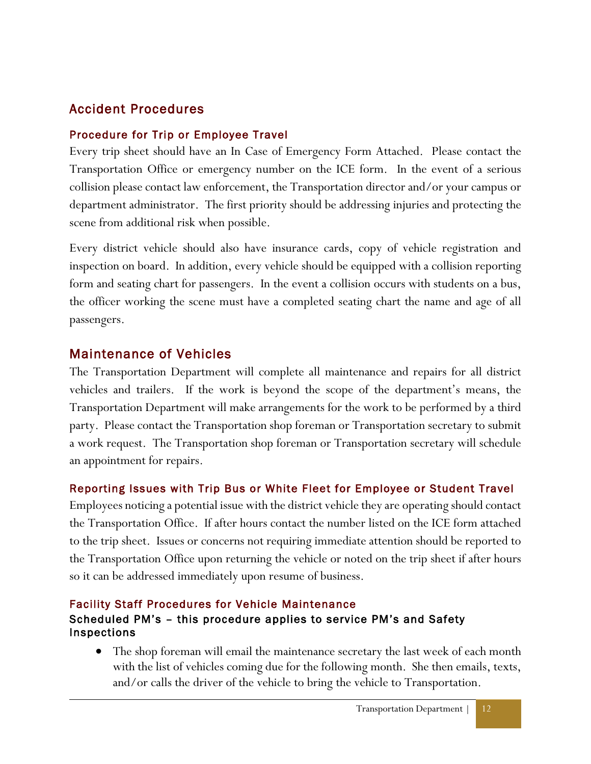## Accident Procedures

### Procedure for Trip or Employee Travel

Every trip sheet should have an In Case of Emergency Form Attached. Please contact the Transportation Office or emergency number on the ICE form. In the event of a serious collision please contact law enforcement, the Transportation director and/or your campus or department administrator. The first priority should be addressing injuries and protecting the scene from additional risk when possible.

Every district vehicle should also have insurance cards, copy of vehicle registration and inspection on board. In addition, every vehicle should be equipped with a collision reporting form and seating chart for passengers. In the event a collision occurs with students on a bus, the officer working the scene must have a completed seating chart the name and age of all passengers.

## Maintenance of Vehicles

The Transportation Department will complete all maintenance and repairs for all district vehicles and trailers. If the work is beyond the scope of the department's means, the Transportation Department will make arrangements for the work to be performed by a third party. Please contact the Transportation shop foreman or Transportation secretary to submit a work request. The Transportation shop foreman or Transportation secretary will schedule an appointment for repairs.

### Reporting Issues with Trip Bus or White Fleet for Employee or Student Travel

Employees noticing a potential issue with the district vehicle they are operating should contact the Transportation Office. If after hours contact the number listed on the ICE form attached to the trip sheet. Issues or concerns not requiring immediate attention should be reported to the Transportation Office upon returning the vehicle or noted on the trip sheet if after hours so it can be addressed immediately upon resume of business.

### Facility Staff Procedures for Vehicle Maintenance

#### Scheduled PM's – this procedure applies to service PM's and Safety Inspections

- The shop foreman will email the maintenance secretary the last week of each month with the list of vehicles coming due for the following month. She then emails, texts, and/or calls the driver of the vehicle to bring the vehicle to Transportation.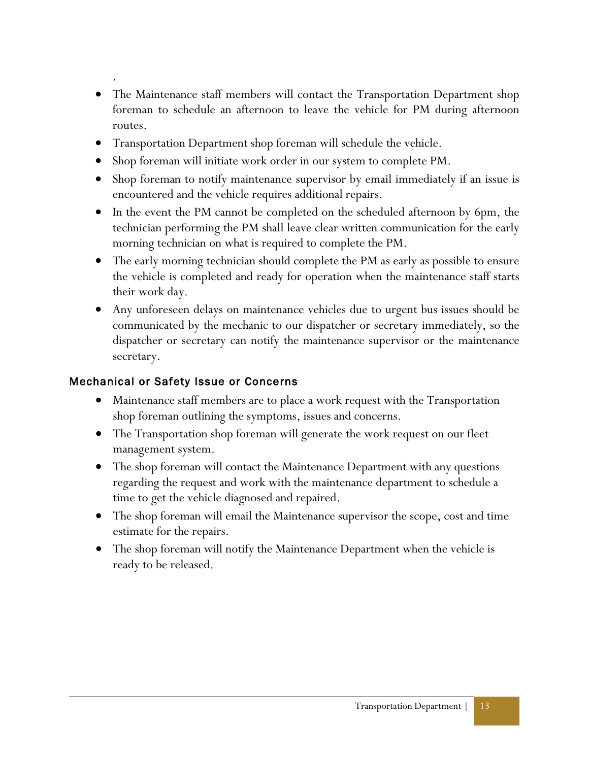- The Maintenance staff members will contact the Transportation Department shop foreman to schedule an afternoon to leave the vehicle for PM during afternoon routes.
- Transportation Department shop foreman will schedule the vehicle.
- Shop foreman will initiate work order in our system to complete PM.
- Shop foreman to notify maintenance supervisor by email immediately if an issue is encountered and the vehicle requires additional repairs.
- In the event the PM cannot be completed on the scheduled afternoon by 6pm, the technician performing the PM shall leave clear written communication for the early morning technician on what is required to complete the PM.
- The early morning technician should complete the PM as early as possible to ensure the vehicle is completed and ready for operation when the maintenance staff starts their work day.
- Any unforeseen delays on maintenance vehicles due to urgent bus issues should be communicated by the mechanic to our dispatcher or secretary immediately, so the dispatcher or secretary can notify the maintenance supervisor or the maintenance secretary.

## Mechanical or Safety Issue or Concerns

- Maintenance staff members are to place a work request with the Transportation shop foreman outlining the symptoms, issues and concerns.
- The Transportation shop foreman will generate the work request on our fleet management system.
- The shop foreman will contact the Maintenance Department with any questions regarding the request and work with the maintenance department to schedule a time to get the vehicle diagnosed and repaired.
- The shop foreman will email the Maintenance supervisor the scope, cost and time estimate for the repairs.
- The shop foreman will notify the Maintenance Department when the vehicle is ready to be released.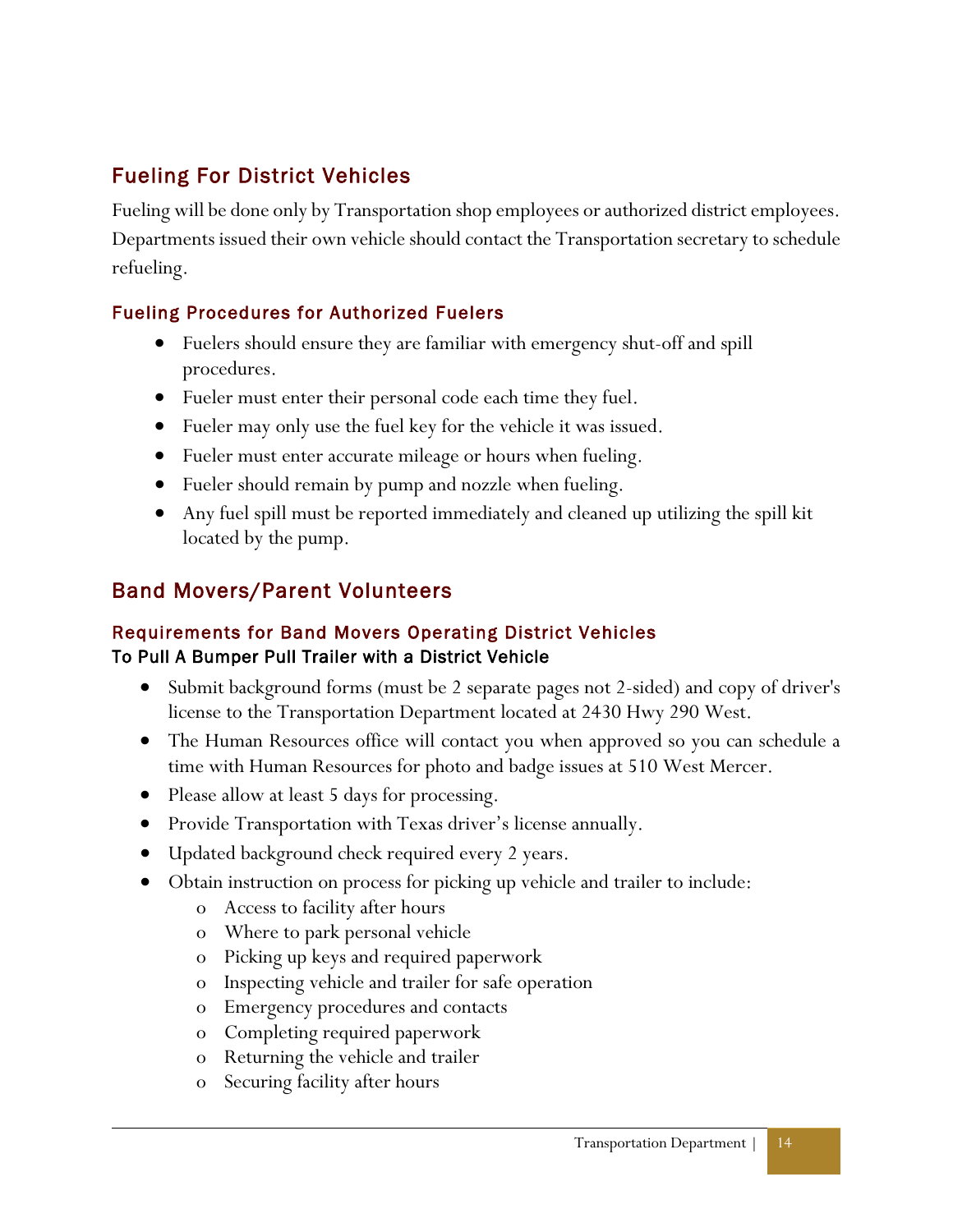## Fueling For District Vehicles

Fueling will be done only by Transportation shop employees or authorized district employees. Departments issued their own vehicle should contact the Transportation secretary to schedule refueling.

### Fueling Procedures for Authorized Fuelers

- Fuelers should ensure they are familiar with emergency shut-off and spill procedures.
- Fueler must enter their personal code each time they fuel.
- Fueler may only use the fuel key for the vehicle it was issued.
- Fueler must enter accurate mileage or hours when fueling.
- Fueler should remain by pump and nozzle when fueling.
- Any fuel spill must be reported immediately and cleaned up utilizing the spill kit located by the pump.

## Band Movers/Parent Volunteers

### Requirements for Band Movers Operating District Vehicles

#### To Pull A Bumper Pull Trailer with a District Vehicle

- Submit background forms (must be 2 separate pages not 2-sided) and copy of driver's license to the Transportation Department located at 2430 Hwy 290 West.
- The Human Resources office will contact you when approved so you can schedule a time with Human Resources for photo and badge issues at 510 West Mercer.
- Please allow at least 5 days for processing.
- Provide Transportation with Texas driver's license annually.
- Updated background check required every 2 years.
- Obtain instruction on process for picking up vehicle and trailer to include:
  - Access to facility after hours
  - Where to park personal vehicle
  - Picking up keys and required paperwork
  - Inspecting vehicle and trailer for safe operation
  - Emergency procedures and contacts
  - Completing required paperwork
  - Returning the vehicle and trailer
  - Securing facility after hours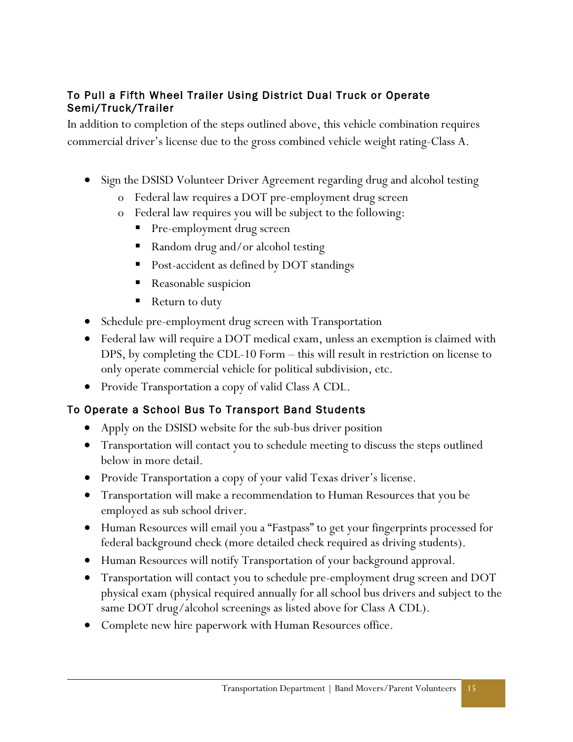### To Pull a Fifth Wheel Trailer Using District Dual Truck or Operate Semi/Truck/Trailer

In addition to completion of the steps outlined above, this vehicle combination requires commercial driver's license due to the gross combined vehicle weight rating-Class A.

- Sign the DSISD Volunteer Driver Agreement regarding drug and alcohol testing
  - Federal law requires a DOT pre-employment drug screen
  - Federal law requires you will be subject to the following:
    - Pre-employment drug screen
    - Random drug and/or alcohol testing
    - Post-accident as defined by DOT standings
    - Reasonable suspicion
    - Return to duty
- Schedule pre-employment drug screen with Transportation
- Federal law will require a DOT medical exam, unless an exemption is claimed with DPS, by completing the CDL-10 Form – this will result in restriction on license to only operate commercial vehicle for political subdivision, etc.
- Provide Transportation a copy of valid Class A CDL.

### To Operate a School Bus To Transport Band Students

- Apply on the DSISD website for the sub-bus driver position
- Transportation will contact you to schedule meeting to discuss the steps outlined below in more detail.
- Provide Transportation a copy of your valid Texas driver's license.
- Transportation will make a recommendation to Human Resources that you be employed as sub school driver.
- Human Resources will email you a "Fastpass" to get your fingerprints processed for federal background check (more detailed check required as driving students).
- Human Resources will notify Transportation of your background approval.
- Transportation will contact you to schedule pre-employment drug screen and DOT physical exam (physical required annually for all school bus drivers and subject to the same DOT drug/alcohol screenings as listed above for Class A CDL).
- Complete new hire paperwork with Human Resources office.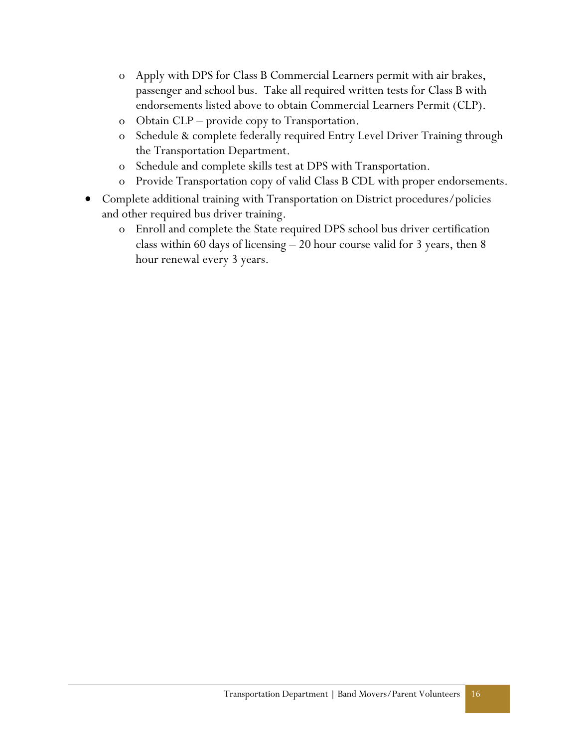- Apply with DPS for Class B Commercial Learners permit with air brakes, passenger and school bus. Take all required written tests for Class B with endorsements listed above to obtain Commercial Learners Permit (CLP).
  - Obtain CLP – provide copy to Transportation.
  - Schedule & complete federally required Entry Level Driver Training through the Transportation Department.
  - Schedule and complete skills test at DPS with Transportation.
  - Provide Transportation copy of valid Class B CDL with proper endorsements.
- Complete additional training with Transportation on District procedures/policies and other required bus driver training.
  - Enroll and complete the State required DPS school bus driver certification class within 60 days of licensing – 20 hour course valid for 3 years, then 8 hour renewal every 3 years.